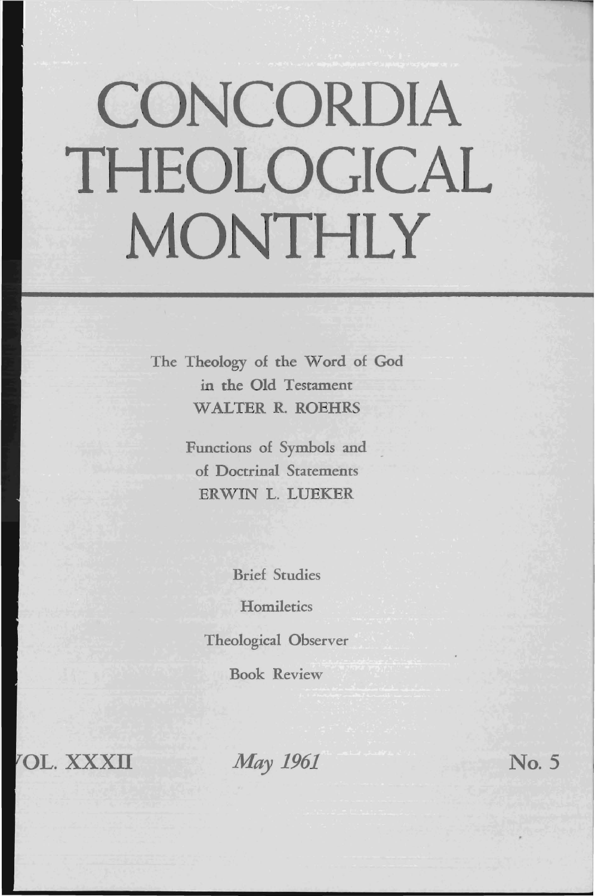# CONCORDIA THEOLOGICAL MONTHLY

The Theology of the Word of God in the Old Testament
WALTER R. ROEHRS

Functions of Symbols and of Doctrinal Statements
ERWIN L. LUEKER

Brief Studies

Homiletics

Theological Observer

Book Review

VOL. XXXII *May 1961* No. 5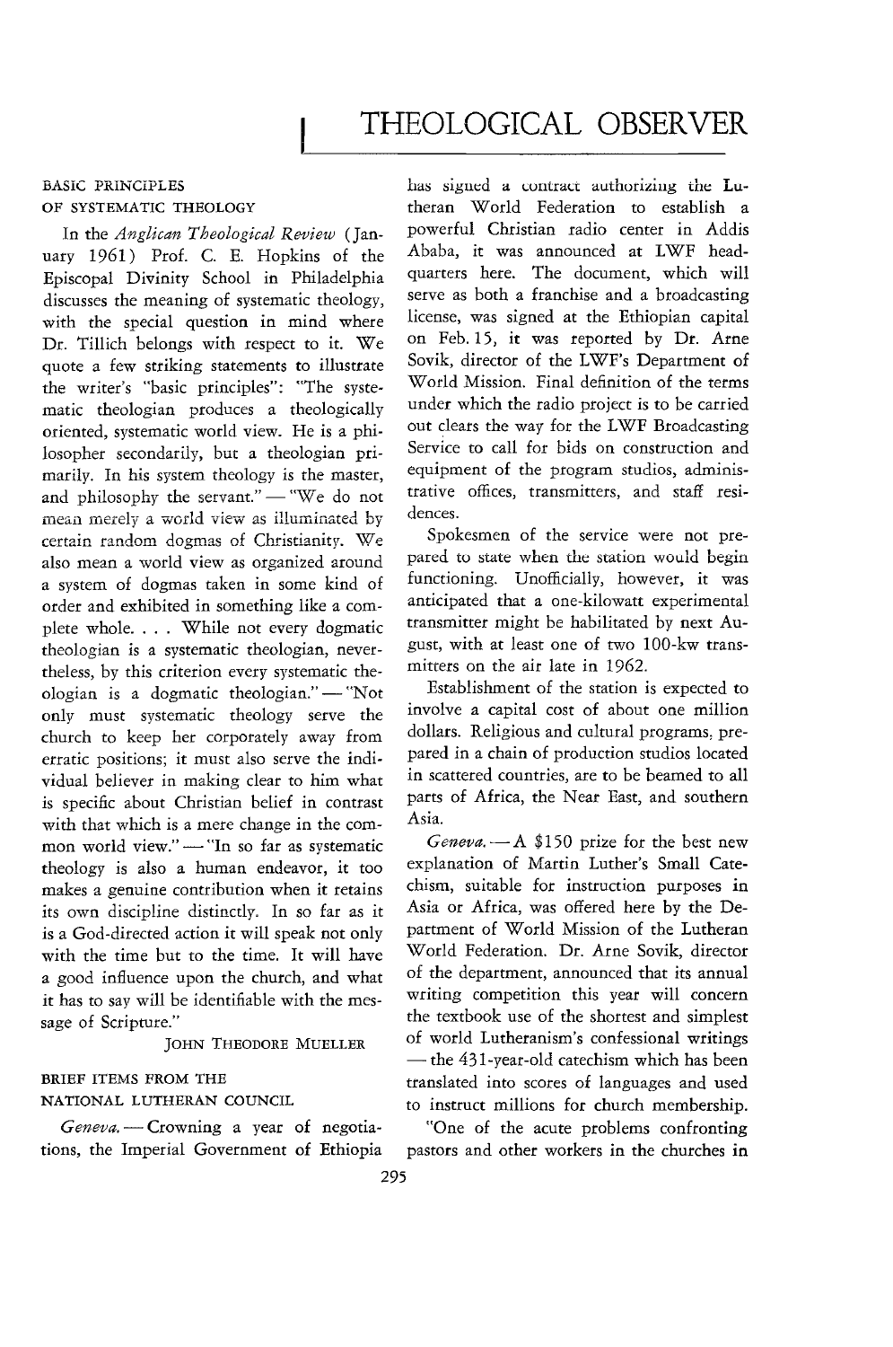# THEOLOGICAL OBSERVER

## BASIC PRINCIPLES OF SYSTEMATIC THEOLOGY

In the *Anglican Theological Review* (January 1961) Prof. C. E. Hopkins of the Episcopal Divinity School in Philadelphia discusses the meaning of systematic theology, with the special question in mind where Dr. Tillich belongs with respect to it. We quote a few striking statements to illustrate the writer's "basic principles": "The systematic theologian produces a theologically oriented, systematic world view. He is a philosopher secondarily, but a theologian primarily. In his system theology is the master, and philosophy the servant." — "We do not mean merely a world view as illuminated by certain random dogmas of Christianity. We also mean a world view as organized around a system of dogmas taken in some kind of order and exhibited in something like a complete whole. . . . While not every dogmatic theologian is a systematic theologian, nevertheless, by this criterion every systematic theologian is a dogmatic theologian." — "Not only must systematic theology serve the church to keep her corporately away from erratic positions; it must also serve the individual believer in making clear to him what is specific about Christian belief in contrast with that which is a mere change in the common world view." — "In so far as systematic theology is also a human endeavor, it too makes a genuine contribution when it retains its own discipline distinctly. In so far as it is a God-directed action it will speak not only with the time but to the time. It will have a good influence upon the church, and what it has to say will be identifiable with the message of Scripture."

JOHN THEODORE MUELLER

## BRIEF ITEMS FROM THE NATIONAL LUTHERAN COUNCIL

*Geneva.* — Crowning a year of negotiations, the Imperial Government of Ethiopia has signed a contract authorizing the Lutheran World Federation to establish a powerful Christian radio center in Addis Ababa, it was announced at LWF headquarters here. The document, which will serve as both a franchise and a broadcasting license, was signed at the Ethiopian capital on Feb. 15, it was reported by Dr. Arne Sovik, director of the LWF's Department of World Mission. Final definition of the terms under which the radio project is to be carried out clears the way for the LWF Broadcasting Service to call for bids on construction and equipment of the program studios, administrative offices, transmitters, and staff residences.

Spokesmen of the service were not prepared to state when the station would begin functioning. Unofficially, however, it was anticipated that a one-kilowatt experimental transmitter might be habilitated by next August, with at least one of two 100-kw transmitters on the air late in 1962.

Establishment of the station is expected to involve a capital cost of about one million dollars. Religious and cultural programs, prepared in a chain of production studios located in scattered countries, are to be beamed to all parts of Africa, the Near East, and southern Asia.

*Geneva.* — A $150 prize for the best new explanation of Martin Luther's Small Catechism, suitable for instruction purposes in Asia or Africa, was offered here by the Department of World Mission of the Lutheran World Federation. Dr. Arne Sovik, director of the department, announced that its annual writing competition this year will concern the textbook use of the shortest and simplest of world Lutheranism's confessional writings — the 431-year-old catechism which has been translated into scores of languages and used to instruct millions for church membership.

"One of the acute problems confronting pastors and other workers in the churches in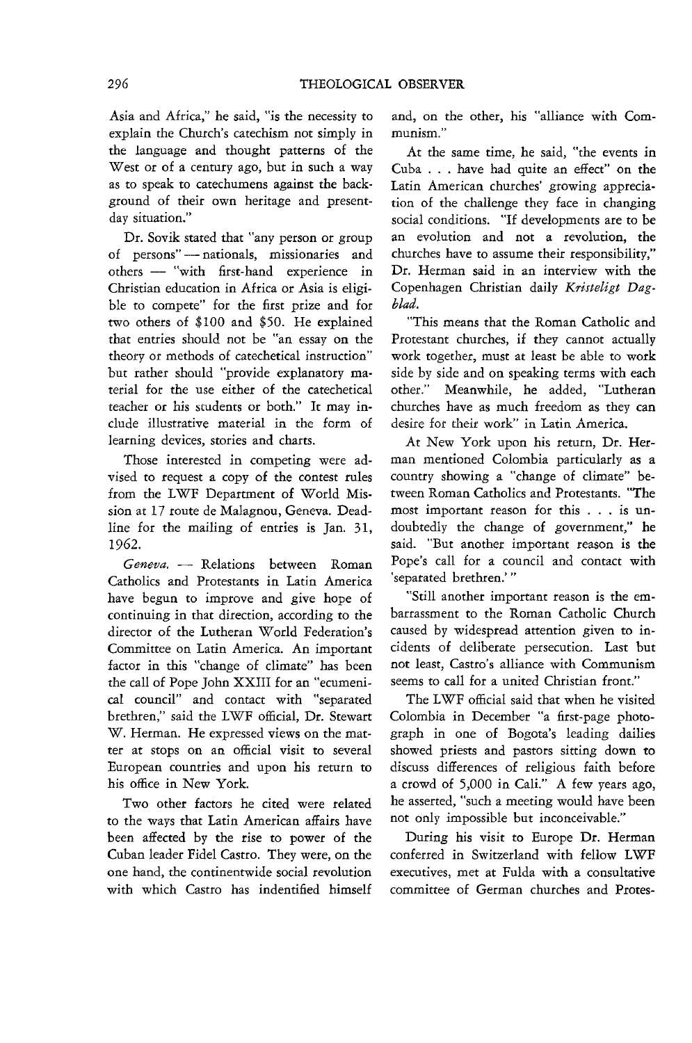Asia and Africa," he said, "is the necessity to explain the Church's catechism not simply in the language and thought patterns of the West or of a century ago, but in such a way as to speak to catechumens against the background of their own heritage and present-day situation."

Dr. Sovik stated that "any person or group of persons" — nationals, missionaries and others — "with first-hand experience in Christian education in Africa or Asia is eligible to compete" for the first prize and for two others of $100 and $50. He explained that entries should not be "an essay on the theory or methods of catechetical instruction" but rather should "provide explanatory material for the use either of the catechetical teacher or his students or both." It may include illustrative material in the form of learning devices, stories and charts.

Those interested in competing were advised to request a copy of the contest rules from the LWF Department of World Mission at 17 route de Malagnou, Geneva. Deadline for the mailing of entries is Jan. 31, 1962.

*Geneva.* — Relations between Roman Catholics and Protestants in Latin America have begun to improve and give hope of continuing in that direction, according to the director of the Lutheran World Federation's Committee on Latin America. An important factor in this "change of climate" has been the call of Pope John XXIII for an "ecumenical council" and contact with "separated brethren," said the LWF official, Dr. Stewart W. Herman. He expressed views on the matter at stops on an official visit to several European countries and upon his return to his office in New York.

Two other factors he cited were related to the ways that Latin American affairs have been affected by the rise to power of the Cuban leader Fidel Castro. They were, on the one hand, the continentwide social revolution with which Castro has indentified himself and, on the other, his "alliance with Communism."

At the same time, he said, "the events in Cuba . . . have had quite an effect" on the Latin American churches' growing appreciation of the challenge they face in changing social conditions. "If developments are to be an evolution and not a revolution, the churches have to assume their responsibility," Dr. Herman said in an interview with the Copenhagen Christian daily *Kristeligt Dagblad.*

"This means that the Roman Catholic and Protestant churches, if they cannot actually work together, must at least be able to work side by side and on speaking terms with each other." Meanwhile, he added, "Lutheran churches have as much freedom as they can desire for their work" in Latin America.

At New York upon his return, Dr. Herman mentioned Colombia particularly as a country showing a "change of climate" between Roman Catholics and Protestants. "The most important reason for this . . . is undoubtedly the change of government," he said. "But another important reason is the Pope's call for a council and contact with 'separated brethren.'"

"Still another important reason is the embarrassment to the Roman Catholic Church caused by widespread attention given to incidents of deliberate persecution. Last but not least, Castro's alliance with Communism seems to call for a united Christian front."

The LWF official said that when he visited Colombia in December "a first-page photograph in one of Bogota's leading dailies showed priests and pastors sitting down to discuss differences of religious faith before a crowd of 5,000 in Cali." A few years ago, he asserted, "such a meeting would have been not only impossible but inconceivable."

During his visit to Europe Dr. Herman conferred in Switzerland with fellow LWF executives, met at Fulda with a consultative committee of German churches and Protes-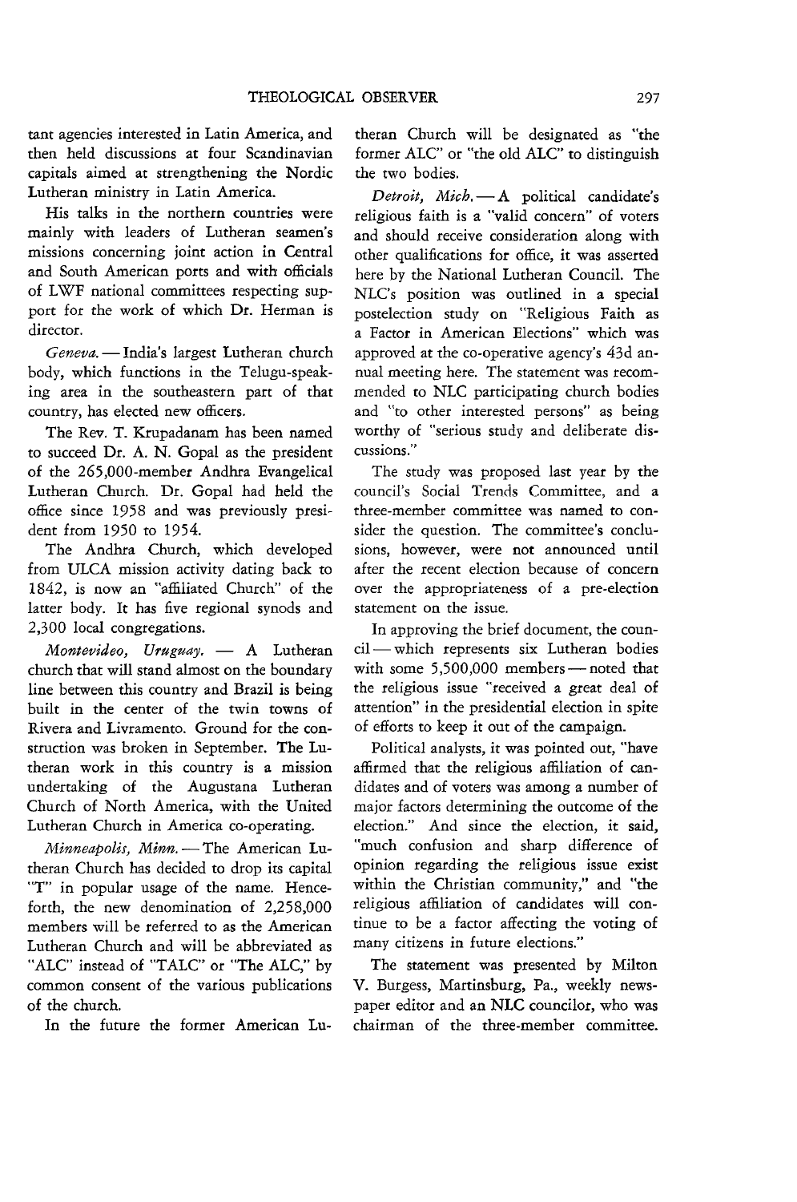tant agencies interested in Latin America, and then held discussions at four Scandinavian capitals aimed at strengthening the Nordic Lutheran ministry in Latin America.

His talks in the northern countries were mainly with leaders of Lutheran seamen's missions concerning joint action in Central and South American ports and with officials of LWF national committees respecting support for the work of which Dr. Herman is director.

*Geneva.* — India's largest Lutheran church body, which functions in the Telugu-speaking area in the southeastern part of that country, has elected new officers.

The Rev. T. Krupadanam has been named to succeed Dr. A. N. Gopal as the president of the 265,000-member Andhra Evangelical Lutheran Church. Dr. Gopal had held the office since 1958 and was previously president from 1950 to 1954.

The Andhra Church, which developed from ULCA mission activity dating back to 1842, is now an "affiliated Church" of the latter body. It has five regional synods and 2,300 local congregations.

*Montevideo, Uruguay.* — A Lutheran church that will stand almost on the boundary line between this country and Brazil is being built in the center of the twin towns of Rivera and Livramento. Ground for the construction was broken in September. The Lutheran work in this country is a mission undertaking of the Augustana Lutheran Church of North America, with the United Lutheran Church in America co-operating.

*Minneapolis, Minn.* — The American Lutheran Church has decided to drop its capital "T" in popular usage of the name. Henceforth, the new denomination of 2,258,000 members will be referred to as the American Lutheran Church and will be abbreviated as "ALC" instead of "TALC" or "The ALC," by common consent of the various publications of the church.

In the future the former American Lutheran Church will be designated as "the former ALC" or "the old ALC" to distinguish the two bodies.

*Detroit, Mich.* — A political candidate's religious faith is a "valid concern" of voters and should receive consideration along with other qualifications for office, it was asserted here by the National Lutheran Council. The NLC's position was outlined in a special postelection study on "Religious Faith as a Factor in American Elections" which was approved at the co-operative agency's 43d annual meeting here. The statement was recommended to NLC participating church bodies and "to other interested persons" as being worthy of "serious study and deliberate discussions."

The study was proposed last year by the council's Social Trends Committee, and a three-member committee was named to consider the question. The committee's conclusions, however, were not announced until after the recent election because of concern over the appropriateness of a pre-election statement on the issue.

In approving the brief document, the council — which represents six Lutheran bodies with some 5,500,000 members — noted that the religious issue "received a great deal of attention" in the presidential election in spite of efforts to keep it out of the campaign.

Political analysts, it was pointed out, "have affirmed that the religious affiliation of candidates and of voters was among a number of major factors determining the outcome of the election." And since the election, it said, "much confusion and sharp difference of opinion regarding the religious issue exist within the Christian community," and "the religious affiliation of candidates will continue to be a factor affecting the voting of many citizens in future elections."

The statement was presented by Milton V. Burgess, Martinsburg, Pa., weekly newspaper editor and an NLC councilor, who was chairman of the three-member committee.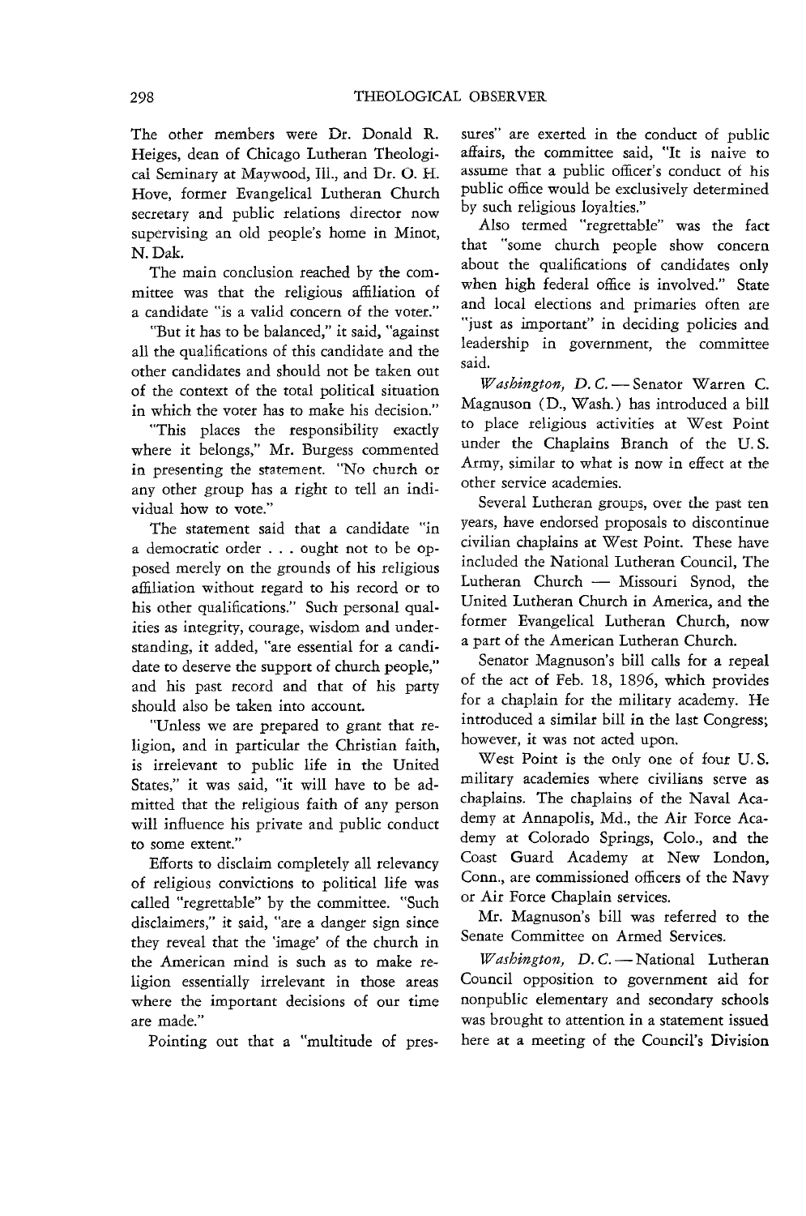The other members were Dr. Donald R. Heiges, dean of Chicago Lutheran Theological Seminary at Maywood, Ill., and Dr. O. H. Hove, former Evangelical Lutheran Church secretary and public relations director now supervising an old people's home in Minot, N. Dak.

The main conclusion reached by the committee was that the religious affiliation of a candidate "is a valid concern of the voter."

"But it has to be balanced," it said, "against all the qualifications of this candidate and the other candidates and should not be taken out of the context of the total political situation in which the voter has to make his decision."

"This places the responsibility exactly where it belongs," Mr. Burgess commented in presenting the statement. "No church or any other group has a right to tell an individual how to vote."

The statement said that a candidate "in a democratic order . . . ought not to be opposed merely on the grounds of his religious affiliation without regard to his record or to his other qualifications." Such personal qualities as integrity, courage, wisdom and understanding, it added, "are essential for a candidate to deserve the support of church people," and his past record and that of his party should also be taken into account.

"Unless we are prepared to grant that religion, and in particular the Christian faith, is irrelevant to public life in the United States," it was said, "it will have to be admitted that the religious faith of any person will influence his private and public conduct to some extent."

Efforts to disclaim completely all relevancy of religious convictions to political life was called "regrettable" by the committee. "Such disclaimers," it said, "are a danger sign since they reveal that the 'image' of the church in the American mind is such as to make religion essentially irrelevant in those areas where the important decisions of our time are made."

Pointing out that a "multitude of pressures" are exerted in the conduct of public affairs, the committee said, "It is naive to assume that a public officer's conduct of his public office would be exclusively determined by such religious loyalties."

Also termed "regrettable" was the fact that "some church people show concern about the qualifications of candidates only when high federal office is involved." State and local elections and primaries often are "just as important" in deciding policies and leadership in government, the committee said.

*Washington, D. C.* — Senator Warren C. Magnuson (D., Wash.) has introduced a bill to place religious activities at West Point under the Chaplains Branch of the U. S. Army, similar to what is now in effect at the other service academies.

Several Lutheran groups, over the past ten years, have endorsed proposals to discontinue civilian chaplains at West Point. These have included the National Lutheran Council, The Lutheran Church — Missouri Synod, the United Lutheran Church in America, and the former Evangelical Lutheran Church, now a part of the American Lutheran Church.

Senator Magnuson's bill calls for a repeal of the act of Feb. 18, 1896, which provides for a chaplain for the military academy. He introduced a similar bill in the last Congress; however, it was not acted upon.

West Point is the only one of four U. S. military academies where civilians serve as chaplains. The chaplains of the Naval Academy at Annapolis, Md., the Air Force Academy at Colorado Springs, Colo., and the Coast Guard Academy at New London, Conn., are commissioned officers of the Navy or Air Force Chaplain services.

Mr. Magnuson's bill was referred to the Senate Committee on Armed Services.

*Washington, D. C.* — National Lutheran Council opposition to government aid for nonpublic elementary and secondary schools was brought to attention in a statement issued here at a meeting of the Council's Division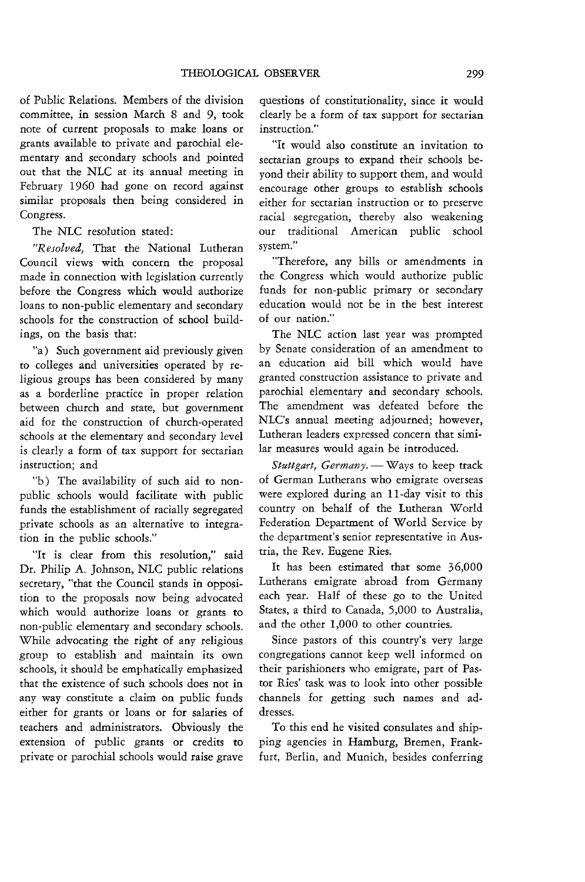of Public Relations. Members of the division committee, in session March 8 and 9, took note of current proposals to make loans or grants available to private and parochial elementary and secondary schools and pointed out that the NLC at its annual meeting in February 1960 had gone on record against similar proposals then being considered in Congress.

The NLC resolution stated:

*"Resolved,* That the National Lutheran Council views with concern the proposal made in connection with legislation currently before the Congress which would authorize loans to non-public elementary and secondary schools for the construction of school buildings, on the basis that:

"a) Such government aid previously given to colleges and universities operated by religious groups has been considered by many as a borderline practice in proper relation between church and state, but government aid for the construction of church-operated schools at the elementary and secondary level is clearly a form of tax support for sectarian instruction; and

"b) The availability of such aid to non-public schools would facilitate with public funds the establishment of racially segregated private schools as an alternative to integration in the public schools."

"It is clear from this resolution," said Dr. Philip A. Johnson, NLC public relations secretary, "that the Council stands in opposition to the proposals now being advocated which would authorize loans or grants to non-public elementary and secondary schools. While advocating the right of any religious group to establish and maintain its own schools, it should be emphatically emphasized that the existence of such schools does not in any way constitute a claim on public funds either for grants or loans or for salaries of teachers and administrators. Obviously the extension of public grants or credits to private or parochial schools would raise grave questions of constitutionality, since it would clearly be a form of tax support for sectarian instruction."

"It would also constitute an invitation to sectarian groups to expand their schools beyond their ability to support them, and would encourage other groups to establish schools either for sectarian instruction or to preserve racial segregation, thereby also weakening our traditional American public school system."

"Therefore, any bills or amendments in the Congress which would authorize public funds for non-public primary or secondary education would not be in the best interest of our nation."

The NLC action last year was prompted by Senate consideration of an amendment to an education aid bill which would have granted construction assistance to private and parochial elementary and secondary schools. The amendment was defeated before the NLC's annual meeting adjourned; however, Lutheran leaders expressed concern that similar measures would again be introduced.

*Stuttgart, Germany.* — Ways to keep track of German Lutherans who emigrate overseas were explored during an 11-day visit to this country on behalf of the Lutheran World Federation Department of World Service by the department's senior representative in Austria, the Rev. Eugene Ries.

It has been estimated that some 36,000 Lutherans emigrate abroad from Germany each year. Half of these go to the United States, a third to Canada, 5,000 to Australia, and the other 1,000 to other countries.

Since pastors of this country's very large congregations cannot keep well informed on their parishioners who emigrate, part of Pastor Ries' task was to look into other possible channels for getting such names and addresses.

To this end he visited consulates and shipping agencies in Hamburg, Bremen, Frankfurt, Berlin, and Munich, besides conferring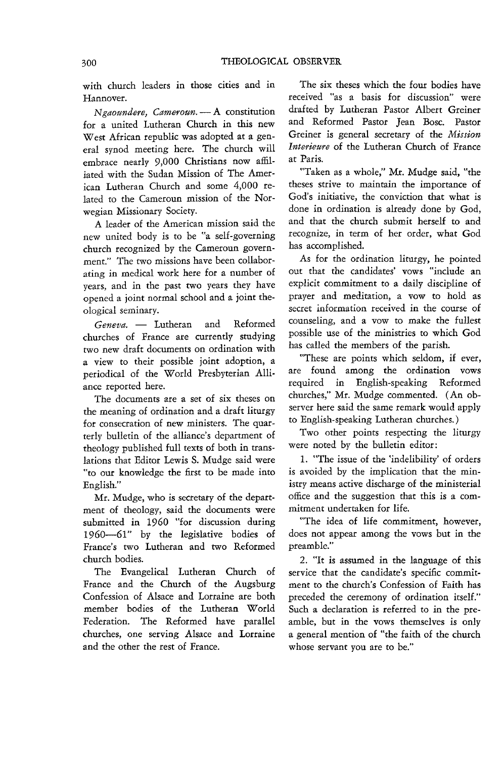with church leaders in those cities and in Hannover.

*Ngaoundere, Cameroun.* — A constitution for a united Lutheran Church in this new West African republic was adopted at a general synod meeting here. The church will embrace nearly 9,000 Christians now affiliated with the Sudan Mission of The American Lutheran Church and some 4,000 related to the Cameroun mission of the Norwegian Missionary Society.

A leader of the American mission said the new united body is to be "a self-governing church recognized by the Cameroun government." The two missions have been collaborating in medical work here for a number of years, and in the past two years they have opened a joint normal school and a joint theological seminary.

*Geneva.* — Lutheran and Reformed churches of France are currently studying two new draft documents on ordination with a view to their possible joint adoption, a periodical of the World Presbyterian Alliance reported here.

The documents are a set of six theses on the meaning of ordination and a draft liturgy for consecration of new ministers. The quarterly bulletin of the alliance's department of theology published full texts of both in translations that Editor Lewis S. Mudge said were "to our knowledge the first to be made into English."

Mr. Mudge, who is secretary of the department of theology, said the documents were submitted in 1960 "for discussion during 1960—61" by the legislative bodies of France's two Lutheran and two Reformed church bodies.

The Evangelical Lutheran Church of France and the Church of the Augsburg Confession of Alsace and Lorraine are both member bodies of the Lutheran World Federation. The Reformed have parallel churches, one serving Alsace and Lorraine and the other the rest of France.

The six theses which the four bodies have received "as a basis for discussion" were drafted by Lutheran Pastor Albert Greiner and Reformed Pastor Jean Bosc. Pastor Greiner is general secretary of the *Mission Interieure* of the Lutheran Church of France at Paris.

"Taken as a whole," Mr. Mudge said, "the theses strive to maintain the importance of God's initiative, the conviction that what is done in ordination is already done by God, and that the church submit herself to and recognize, in term of her order, what God has accomplished.

As for the ordination liturgy, he pointed out that the candidates' vows "include an explicit commitment to a daily discipline of prayer and meditation, a vow to hold as secret information received in the course of counseling, and a vow to make the fullest possible use of the ministries to which God has called the members of the parish.

"These are points which seldom, if ever, are found among the ordination vows required in English-speaking Reformed churches," Mr. Mudge commented. (An observer here said the same remark would apply to English-speaking Lutheran churches.)

Two other points respecting the liturgy were noted by the bulletin editor:

1. "The issue of the 'indelibility' of orders is avoided by the implication that the ministry means active discharge of the ministerial office and the suggestion that this is a commitment undertaken for life.

"The idea of life commitment, however, does not appear among the vows but in the preamble."

2. "It is assumed in the language of this service that the candidate's specific commitment to the church's Confession of Faith has preceded the ceremony of ordination itself." Such a declaration is referred to in the preamble, but in the vows themselves is only a general mention of "the faith of the church whose servant you are to be."